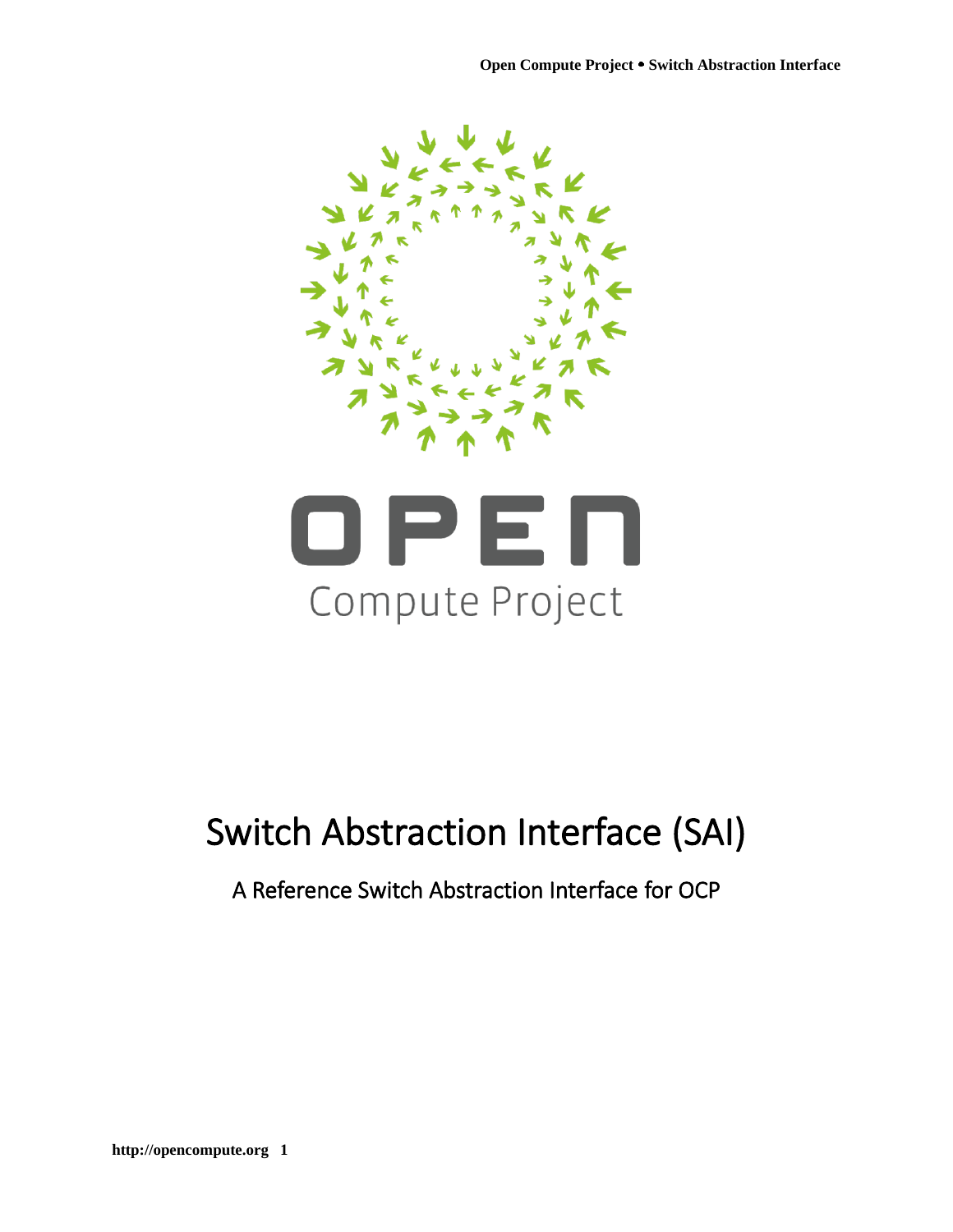# Switch Abstraction Interface (SAI)

## A Reference Switch Abstraction Interface for OCP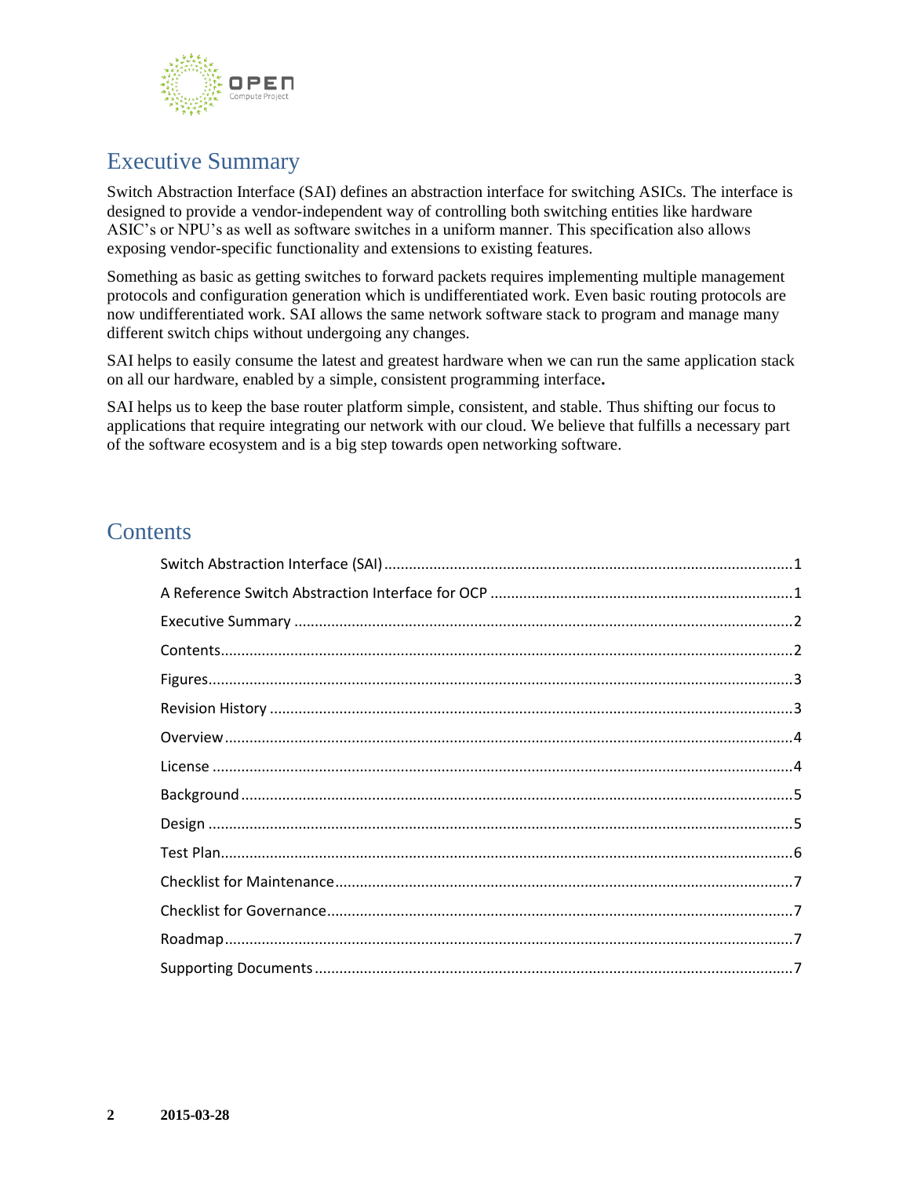# Executive Summary

Switch Abstraction Interface (SAI) defines an abstraction interface for switching ASICs. The interface is designed to provide a vendor-independent way of controlling both switching entities like hardware ASIC's or NPU's as well as software switches in a uniform manner. This specification also allows exposing vendor-specific functionality and extensions to existing features.

Something as basic as getting switches to forward packets requires implementing multiple management protocols and configuration generation which is undifferentiated work. Even basic routing protocols are now undifferentiated work. SAI allows the same network software stack to program and manage many different switch chips without undergoing any changes.

SAI helps to easily consume the latest and greatest hardware when we can run the same application stack on all our hardware, enabled by a simple, consistent programming interface**.**

SAI helps us to keep the base router platform simple, consistent, and stable. Thus shifting our focus to applications that require integrating our network with our cloud. We believe that fulfills a necessary part of the software ecosystem and is a big step towards open networking software.

# Contents

Switch Abstraction Interface (SAI) ........................................ 1

A Reference Switch Abstraction Interface for OCP ........................................ 1

Executive Summary ........................................ 2

Contents ........................................ 2

Figures ........................................ 3

Revision History ........................................ 3

Overview ........................................ 4

License ........................................ 4

Background ........................................ 5

Design ........................................ 5

Test Plan ........................................ 6

Checklist for Maintenance ........................................ 7

Checklist for Governance ........................................ 7

Roadmap ........................................ 7

Supporting Documents ........................................ 7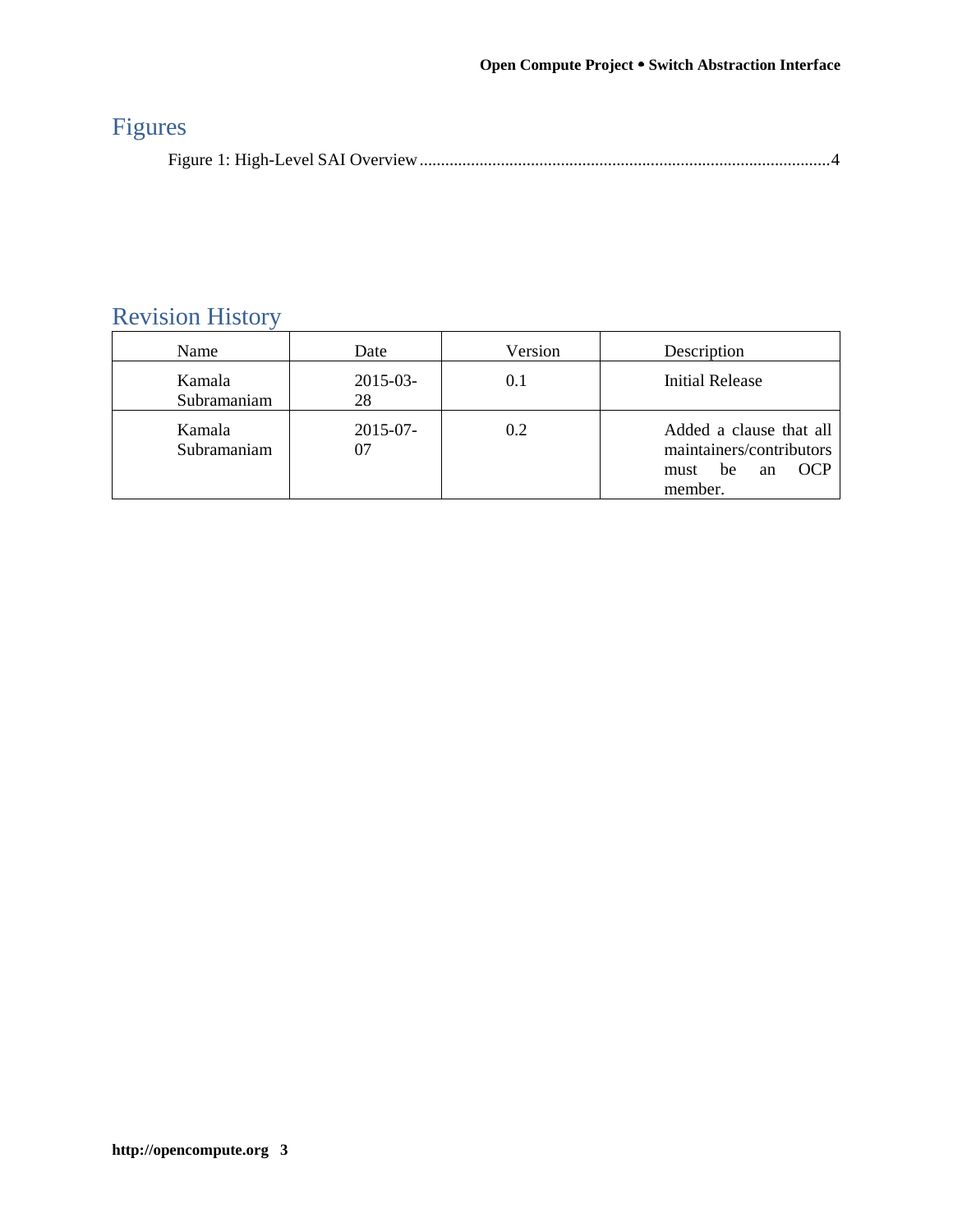# Figures

Figure 1: High-Level SAI Overview ................................................................................................4

# Revision History

| Name | Date | Version | Description |
| --- | --- | --- | --- |
| Kamala Subramaniam | 2015-03-28 | 0.1 | Initial Release |
| Kamala Subramaniam | 2015-07-07 | 0.2 | Added a clause that all maintainers/contributors must be an OCP member. |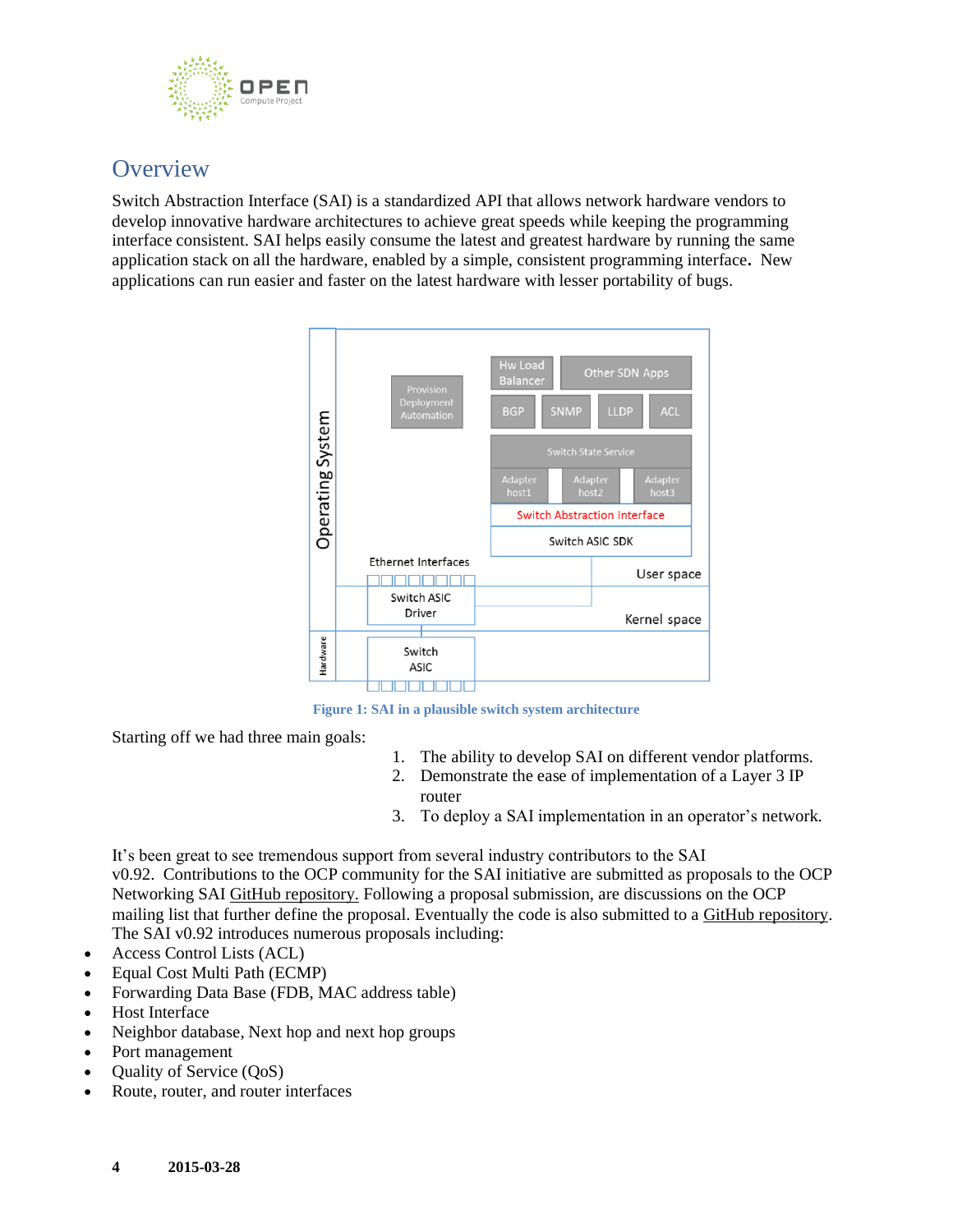## Overview

Switch Abstraction Interface (SAI) is a standardized API that allows network hardware vendors to develop innovative hardware architectures to achieve great speeds while keeping the programming interface consistent. SAI helps easily consume the latest and greatest hardware by running the same application stack on all the hardware, enabled by a simple, consistent programming interface**.** New applications can run easier and faster on the latest hardware with lesser portability of bugs.

**Figure 1: SAI in a plausible switch system architecture**

Starting off we had three main goals:

1. The ability to develop SAI on different vendor platforms.
2. Demonstrate the ease of implementation of a Layer 3 IP router
3. To deploy a SAI implementation in an operator's network.

It's been great to see tremendous support from several industry contributors to the SAI v0.92. Contributions to the OCP community for the SAI initiative are submitted as proposals to the OCP Networking SAI GitHub repository. Following a proposal submission, are discussions on the OCP mailing list that further define the proposal. Eventually the code is also submitted to a GitHub repository. The SAI v0.92 introduces numerous proposals including:

- Access Control Lists (ACL)
- Equal Cost Multi Path (ECMP)
- Forwarding Data Base (FDB, MAC address table)
- Host Interface
- Neighbor database, Next hop and next hop groups
- Port management
- Quality of Service (QoS)
- Route, router, and router interfaces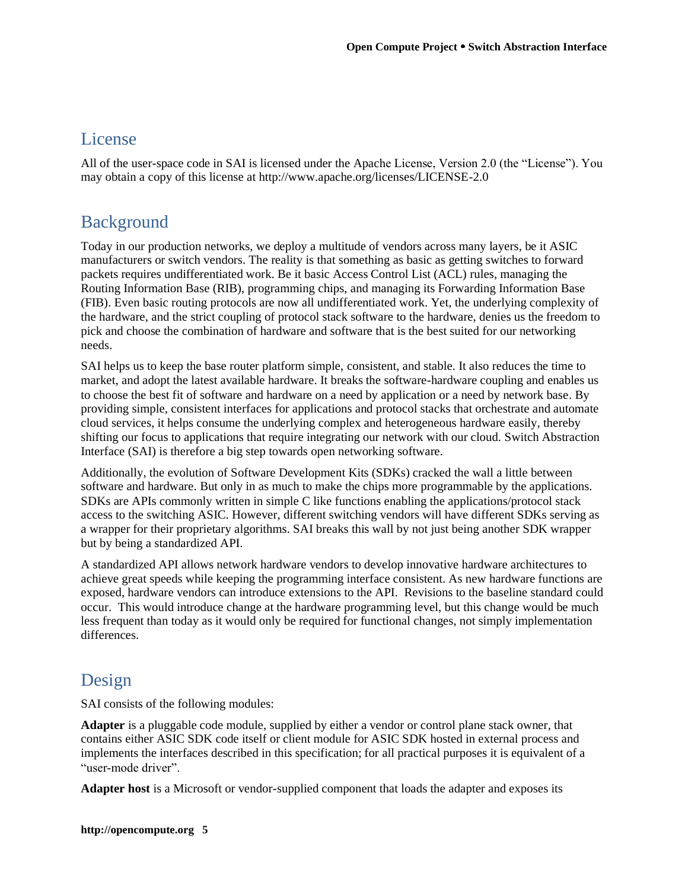## License

All of the user-space code in SAI is licensed under the Apache License, Version 2.0 (the "License"). You may obtain a copy of this license at http://www.apache.org/licenses/LICENSE-2.0

## Background

Today in our production networks, we deploy a multitude of vendors across many layers, be it ASIC manufacturers or switch vendors. The reality is that something as basic as getting switches to forward packets requires undifferentiated work. Be it basic Access Control List (ACL) rules, managing the Routing Information Base (RIB), programming chips, and managing its Forwarding Information Base (FIB). Even basic routing protocols are now all undifferentiated work. Yet, the underlying complexity of the hardware, and the strict coupling of protocol stack software to the hardware, denies us the freedom to pick and choose the combination of hardware and software that is the best suited for our networking needs.

SAI helps us to keep the base router platform simple, consistent, and stable. It also reduces the time to market, and adopt the latest available hardware. It breaks the software-hardware coupling and enables us to choose the best fit of software and hardware on a need by application or a need by network base. By providing simple, consistent interfaces for applications and protocol stacks that orchestrate and automate cloud services, it helps consume the underlying complex and heterogeneous hardware easily, thereby shifting our focus to applications that require integrating our network with our cloud. Switch Abstraction Interface (SAI) is therefore a big step towards open networking software.

Additionally, the evolution of Software Development Kits (SDKs) cracked the wall a little between software and hardware. But only in as much to make the chips more programmable by the applications. SDKs are APIs commonly written in simple C like functions enabling the applications/protocol stack access to the switching ASIC. However, different switching vendors will have different SDKs serving as a wrapper for their proprietary algorithms. SAI breaks this wall by not just being another SDK wrapper but by being a standardized API.

A standardized API allows network hardware vendors to develop innovative hardware architectures to achieve great speeds while keeping the programming interface consistent. As new hardware functions are exposed, hardware vendors can introduce extensions to the API. Revisions to the baseline standard could occur. This would introduce change at the hardware programming level, but this change would be much less frequent than today as it would only be required for functional changes, not simply implementation differences.

## Design

SAI consists of the following modules:

**Adapter** is a pluggable code module, supplied by either a vendor or control plane stack owner, that contains either ASIC SDK code itself or client module for ASIC SDK hosted in external process and implements the interfaces described in this specification; for all practical purposes it is equivalent of a "user-mode driver".

**Adapter host** is a Microsoft or vendor-supplied component that loads the adapter and exposes its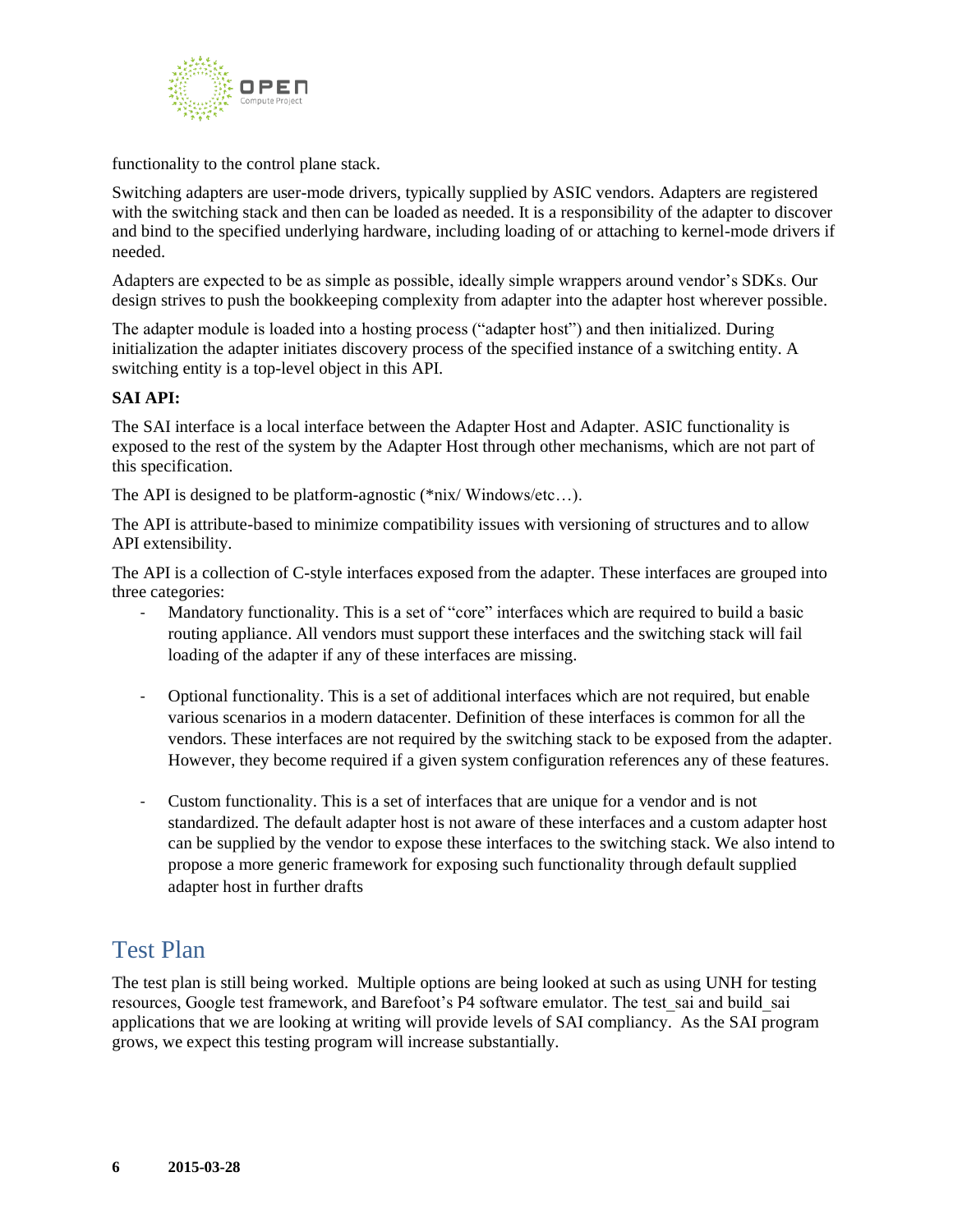functionality to the control plane stack.

Switching adapters are user-mode drivers, typically supplied by ASIC vendors. Adapters are registered with the switching stack and then can be loaded as needed. It is a responsibility of the adapter to discover and bind to the specified underlying hardware, including loading of or attaching to kernel-mode drivers if needed.

Adapters are expected to be as simple as possible, ideally simple wrappers around vendor's SDKs. Our design strives to push the bookkeeping complexity from adapter into the adapter host wherever possible.

The adapter module is loaded into a hosting process ("adapter host") and then initialized. During initialization the adapter initiates discovery process of the specified instance of a switching entity. A switching entity is a top-level object in this API.

**SAI API:**

The SAI interface is a local interface between the Adapter Host and Adapter. ASIC functionality is exposed to the rest of the system by the Adapter Host through other mechanisms, which are not part of this specification.

The API is designed to be platform-agnostic (*nix/ Windows/etc…).

The API is attribute-based to minimize compatibility issues with versioning of structures and to allow API extensibility.

The API is a collection of C-style interfaces exposed from the adapter. These interfaces are grouped into three categories:

- Mandatory functionality. This is a set of "core" interfaces which are required to build a basic routing appliance. All vendors must support these interfaces and the switching stack will fail loading of the adapter if any of these interfaces are missing.

- Optional functionality. This is a set of additional interfaces which are not required, but enable various scenarios in a modern datacenter. Definition of these interfaces is common for all the vendors. These interfaces are not required by the switching stack to be exposed from the adapter. However, they become required if a given system configuration references any of these features.

- Custom functionality. This is a set of interfaces that are unique for a vendor and is not standardized. The default adapter host is not aware of these interfaces and a custom adapter host can be supplied by the vendor to expose these interfaces to the switching stack. We also intend to propose a more generic framework for exposing such functionality through default supplied adapter host in further drafts

## Test Plan

The test plan is still being worked. Multiple options are being looked at such as using UNH for testing resources, Google test framework, and Barefoot's P4 software emulator. The test_sai and build_sai applications that we are looking at writing will provide levels of SAI compliancy. As the SAI program grows, we expect this testing program will increase substantially.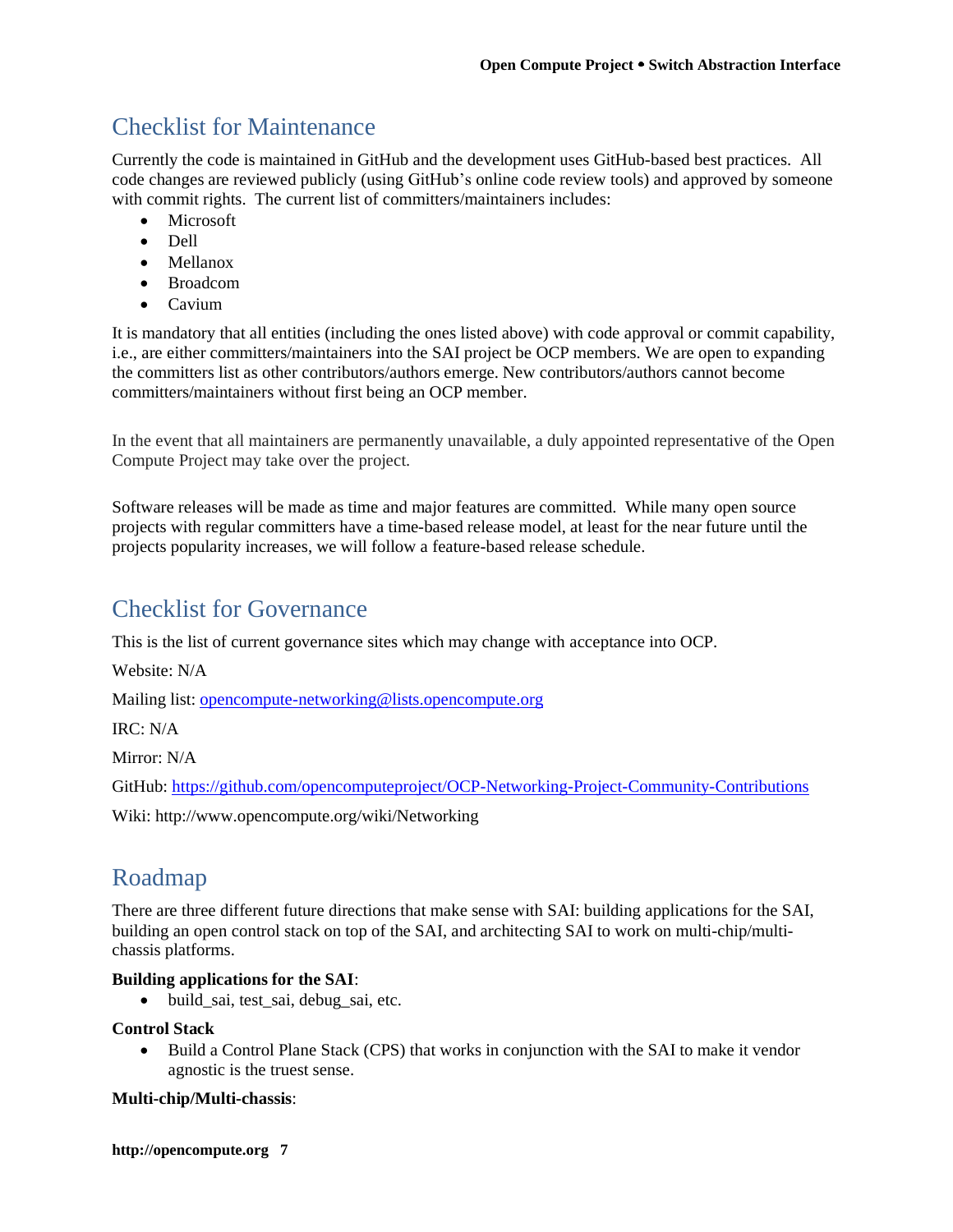## Checklist for Maintenance

Currently the code is maintained in GitHub and the development uses GitHub-based best practices. All code changes are reviewed publicly (using GitHub's online code review tools) and approved by someone with commit rights. The current list of committers/maintainers includes:

- Microsoft
- Dell
- Mellanox
- Broadcom
- Cavium

It is mandatory that all entities (including the ones listed above) with code approval or commit capability, i.e., are either committers/maintainers into the SAI project be OCP members. We are open to expanding the committers list as other contributors/authors emerge. New contributors/authors cannot become committers/maintainers without first being an OCP member.

In the event that all maintainers are permanently unavailable, a duly appointed representative of the Open Compute Project may take over the project.

Software releases will be made as time and major features are committed. While many open source projects with regular committers have a time-based release model, at least for the near future until the projects popularity increases, we will follow a feature-based release schedule.

## Checklist for Governance

This is the list of current governance sites which may change with acceptance into OCP.

Website: N/A

Mailing list: opencompute-networking@lists.opencompute.org

IRC: N/A

Mirror: N/A

GitHub: https://github.com/opencomputeproject/OCP-Networking-Project-Community-Contributions

Wiki: http://www.opencompute.org/wiki/Networking

## Roadmap

There are three different future directions that make sense with SAI: building applications for the SAI, building an open control stack on top of the SAI, and architecting SAI to work on multi-chip/multi-chassis platforms.

**Building applications for the SAI**:

- build_sai, test_sai, debug_sai, etc.

**Control Stack**

- Build a Control Plane Stack (CPS) that works in conjunction with the SAI to make it vendor agnostic is the truest sense.

**Multi-chip/Multi-chassis**: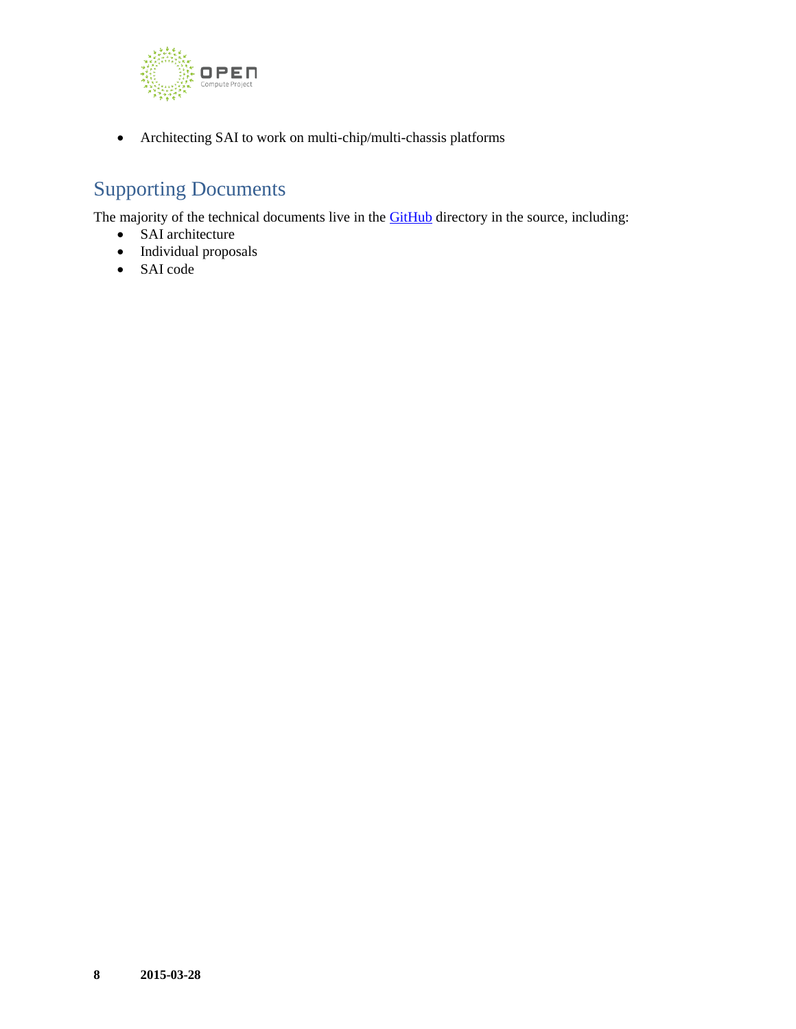- Architecting SAI to work on multi-chip/multi-chassis platforms

## Supporting Documents

The majority of the technical documents live in the GitHub directory in the source, including:

- SAI architecture
- Individual proposals
- SAI code